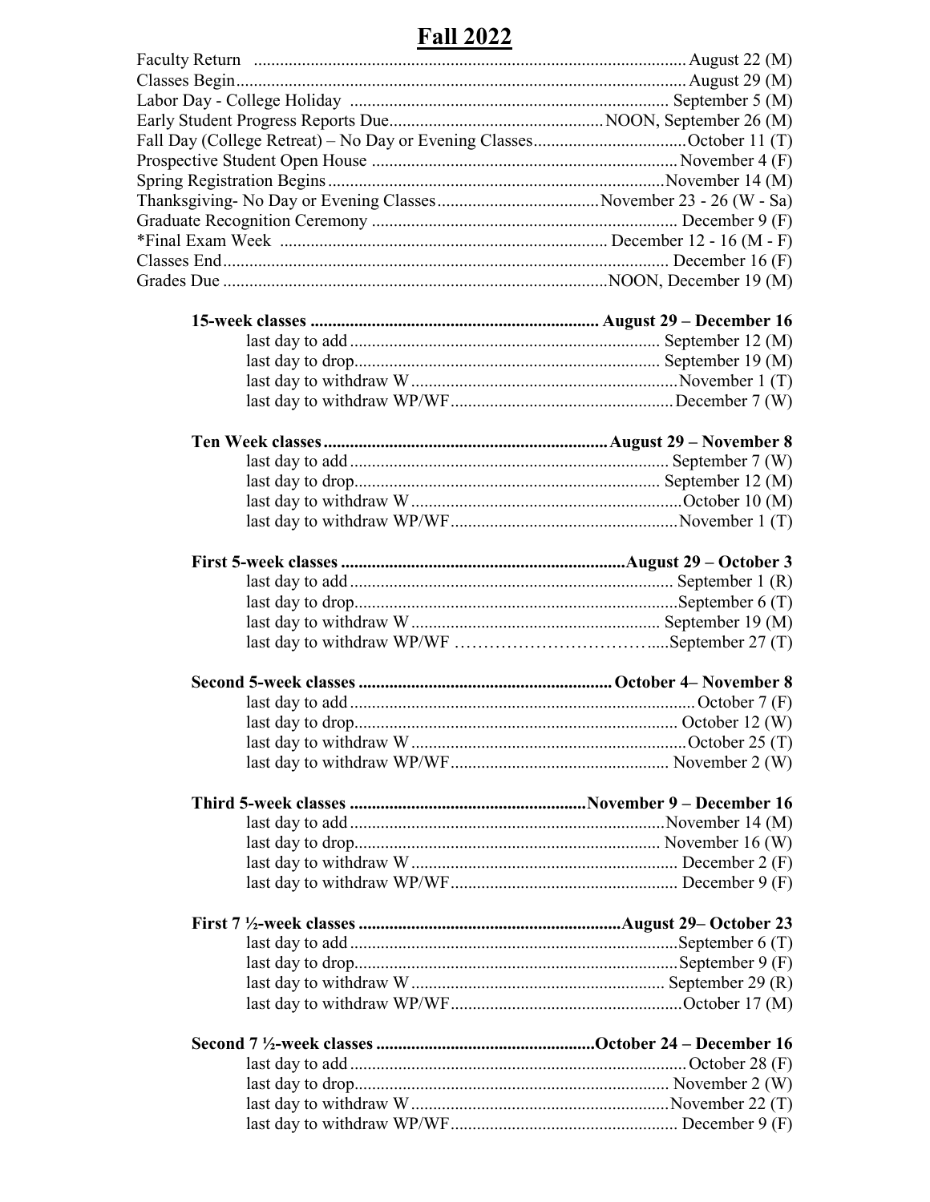# Fall 2022

| | |
|---|---|
| Faculty Return | August 22 (M) |
| Classes Begin | August 29 (M) |
| Labor Day - College Holiday | September 5 (M) |
| Early Student Progress Reports Due | NOON, September 26 (M) |
| Fall Day (College Retreat) – No Day or Evening Classes | October 11 (T) |
| Prospective Student Open House | November 4 (F) |
| Spring Registration Begins | November 14 (M) |
| Thanksgiving- No Day or Evening Classes | November 23 - 26 (W - Sa) |
| Graduate Recognition Ceremony | December 9 (F) |
| *Final Exam Week | December 12 - 16 (M - F) |
| Classes End | December 16 (F) |
| Grades Due | NOON, December 19 (M) |

| | |
|---|---|
| **15-week classes** | **August 29 – December 16** |
| last day to add | September 12 (M) |
| last day to drop | September 19 (M) |
| last day to withdraw W | November 1 (T) |
| last day to withdraw WP/WF | December 7 (W) |

| | |
|---|---|
| **Ten Week classes** | **August 29 – November 8** |
| last day to add | September 7 (W) |
| last day to drop | September 12 (M) |
| last day to withdraw W | October 10 (M) |
| last day to withdraw WP/WF | November 1 (T) |

| | |
|---|---|
| **First 5-week classes** | **August 29 – October 3** |
| last day to add | September 1 (R) |
| last day to drop | September 6 (T) |
| last day to withdraw W | September 19 (M) |
| last day to withdraw WP/WF | September 27 (T) |

| | |
|---|---|
| **Second 5-week classes** | **October 4– November 8** |
| last day to add | October 7 (F) |
| last day to drop | October 12 (W) |
| last day to withdraw W | October 25 (T) |
| last day to withdraw WP/WF | November 2 (W) |

| | |
|---|---|
| **Third 5-week classes** | **November 9 – December 16** |
| last day to add | November 14 (M) |
| last day to drop | November 16 (W) |
| last day to withdraw W | December 2 (F) |
| last day to withdraw WP/WF | December 9 (F) |

| | |
|---|---|
| **First 7 ½-week classes** | **August 29– October 23** |
| last day to add | September 6 (T) |
| last day to drop | September 9 (F) |
| last day to withdraw W | September 29 (R) |
| last day to withdraw WP/WF | October 17 (M) |

| | |
|---|---|
| **Second 7 ½-week classes** | **October 24 – December 16** |
| last day to add | October 28 (F) |
| last day to drop | November 2 (W) |
| last day to withdraw W | November 22 (T) |
| last day to withdraw WP/WF | December 9 (F) |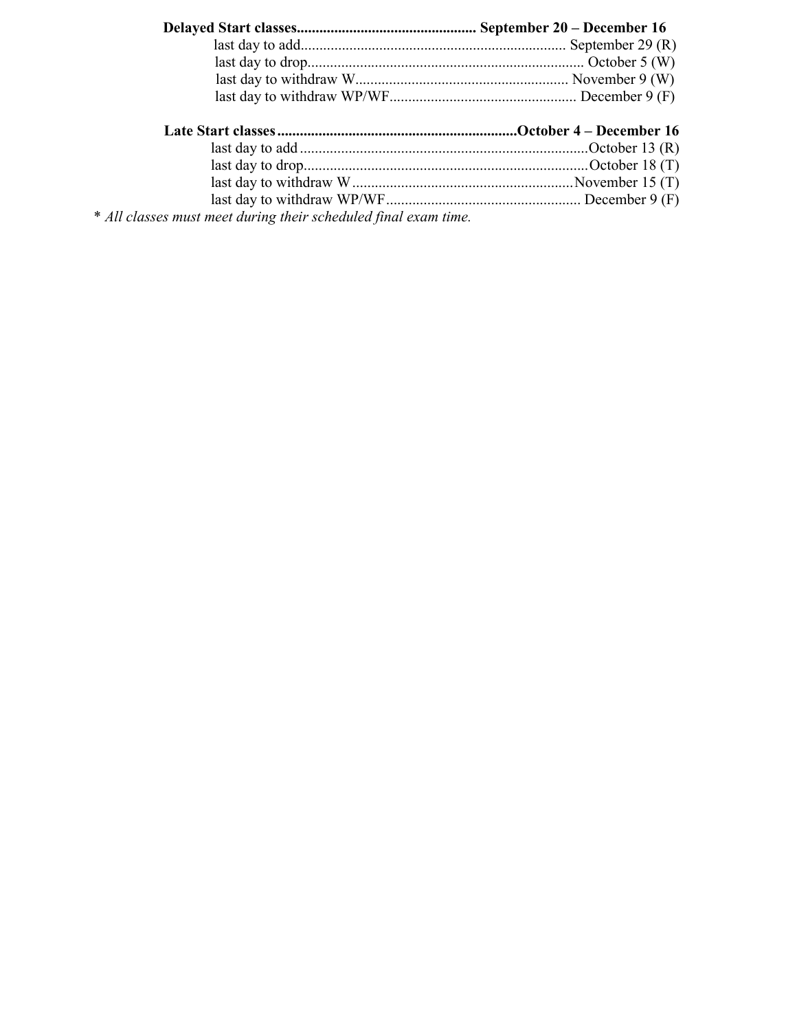**Delayed Start classes............................................... September 20 – December 16**

last day to add....................................................................... September 29 (R)
last day to drop......................................................................... October 5 (W)
last day to withdraw W......................................................... November 9 (W)
last day to withdraw WP/WF.................................................. December 9 (F)

**Late Start classes................................................................October 4 – December 16**

last day to add .............................................................................October 13 (R)
last day to drop............................................................................October 18 (T)
last day to withdraw W ...........................................................November 15 (T)
last day to withdraw WP/WF.................................................... December 9 (F)

\* *All classes must meet during their scheduled final exam time.*